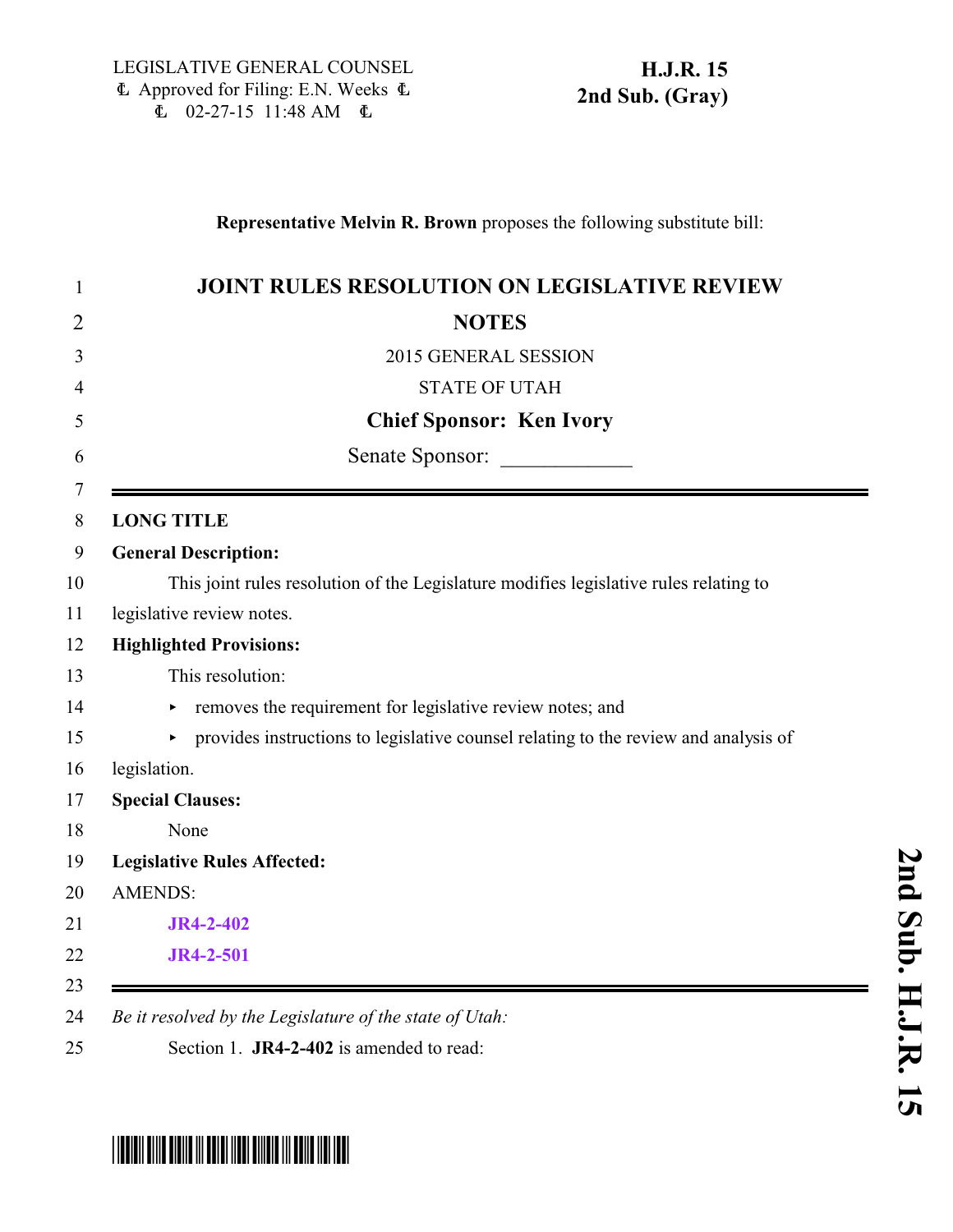LEGISLATIVE GENERAL COUNSEL
Approved for Filing: E.N. Weeks
02-27-15 11:48 AM

**H.J.R. 15**
**2nd Sub. (Gray)**

**Representative Melvin R. Brown** proposes the following substitute bill:

# JOINT RULES RESOLUTION ON LEGISLATIVE REVIEW NOTES

2015 GENERAL SESSION

STATE OF UTAH

**Chief Sponsor: Ken Ivory**

Senate Sponsor: ____________

---

**LONG TITLE**

**General Description:**

This joint rules resolution of the Legislature modifies legislative rules relating to legislative review notes.

**Highlighted Provisions:**

This resolution:

- removes the requirement for legislative review notes; and
- provides instructions to legislative counsel relating to the review and analysis of legislation.

**Special Clauses:**

None

**Legislative Rules Affected:**

AMENDS:

**JR4-2-402**

**JR4-2-501**

---

*Be it resolved by the Legislature of the state of Utah:*

Section 1. **JR4-2-402** is amended to read: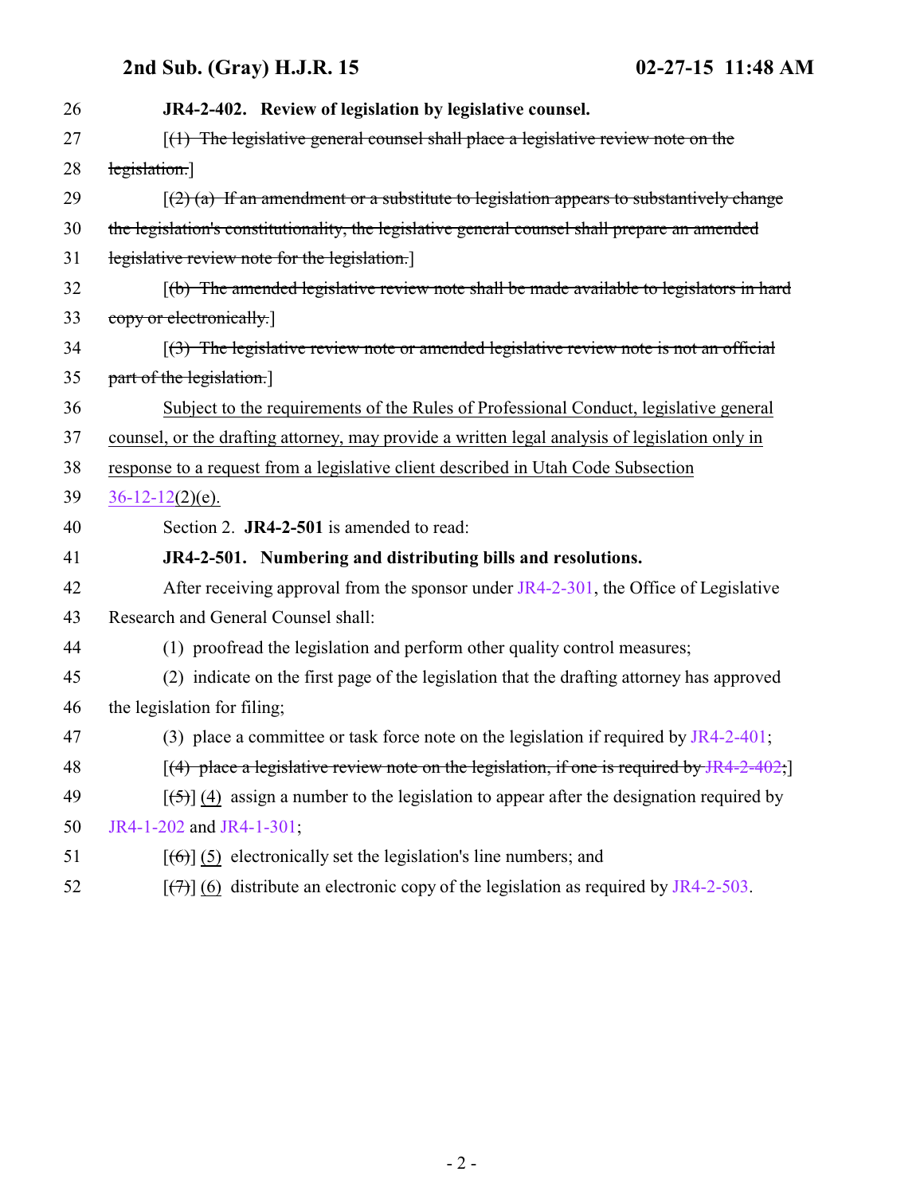**JR4-2-402. Review of legislation by legislative counsel.**

[~~(1) The legislative general counsel shall place a legislative review note on the legislation.~~]

[~~(2) (a) If an amendment or a substitute to legislation appears to substantively change the legislation's constitutionality, the legislative general counsel shall prepare an amended legislative review note for the legislation.~~]

[~~(b) The amended legislative review note shall be made available to legislators in hard copy or electronically.~~]

[~~(3) The legislative review note or amended legislative review note is not an official part of the legislation.~~]

<u>Subject to the requirements of the Rules of Professional Conduct, legislative general counsel, or the drafting attorney, may provide a written legal analysis of legislation only in response to a request from a legislative client described in Utah Code Subsection 36-12-12(2)(e).</u>

Section 2. **JR4-2-501** is amended to read:

**JR4-2-501. Numbering and distributing bills and resolutions.**

After receiving approval from the sponsor under JR4-2-301, the Office of Legislative Research and General Counsel shall:

(1) proofread the legislation and perform other quality control measures;

(2) indicate on the first page of the legislation that the drafting attorney has approved the legislation for filing;

(3) place a committee or task force note on the legislation if required by JR4-2-401;

[~~(4) place a legislative review note on the legislation, if one is required by JR4-2-402;~~]

[~~(5)~~] <u>(4)</u> assign a number to the legislation to appear after the designation required by JR4-1-202 and JR4-1-301;

[~~(6)~~] <u>(5)</u> electronically set the legislation's line numbers; and

[~~(7)~~] <u>(6)</u> distribute an electronic copy of the legislation as required by JR4-2-503.